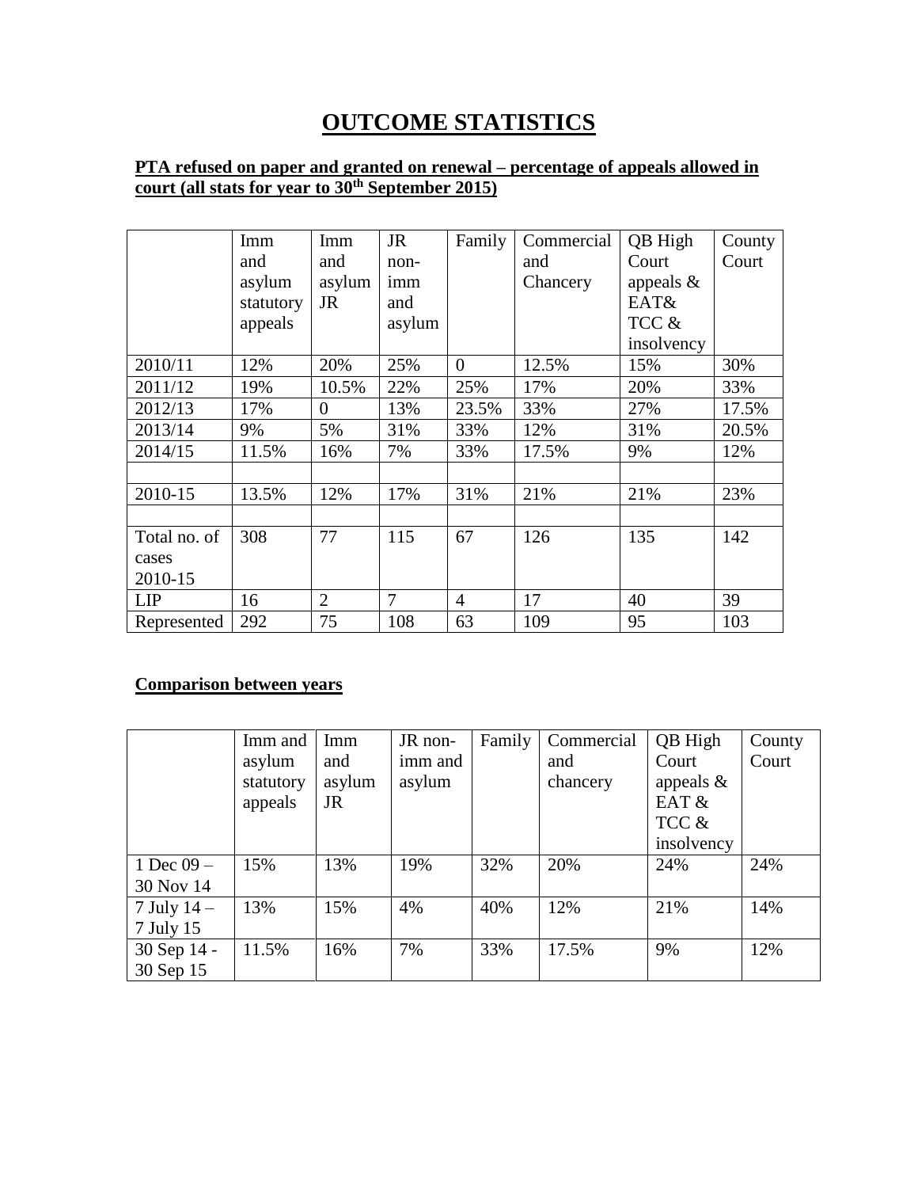# OUTCOME STATISTICS

**PTA refused on paper and granted on renewal – percentage of appeals allowed in court (all stats for year to 30th September 2015)**

| | Imm and asylum statutory appeals | Imm and asylum JR | JR non-imm and asylum | Family | Commercial and Chancery | QB High Court appeals & EAT& TCC & insolvency | County Court |
|---|---|---|---|---|---|---|---|
| 2010/11 | 12% | 20% | 25% | 0 | 12.5% | 15% | 30% |
| 2011/12 | 19% | 10.5% | 22% | 25% | 17% | 20% | 33% |
| 2012/13 | 17% | 0 | 13% | 23.5% | 33% | 27% | 17.5% |
| 2013/14 | 9% | 5% | 31% | 33% | 12% | 31% | 20.5% |
| 2014/15 | 11.5% | 16% | 7% | 33% | 17.5% | 9% | 12% |
| | | | | | | | |
| 2010-15 | 13.5% | 12% | 17% | 31% | 21% | 21% | 23% |
| | | | | | | | |
| Total no. of cases 2010-15 | 308 | 77 | 115 | 67 | 126 | 135 | 142 |
| LIP | 16 | 2 | 7 | 4 | 17 | 40 | 39 |
| Represented | 292 | 75 | 108 | 63 | 109 | 95 | 103 |

**Comparison between years**

| | Imm and asylum statutory appeals | Imm and asylum JR | JR non-imm and asylum | Family | Commercial and chancery | QB High Court appeals & EAT & TCC & insolvency | County Court |
|---|---|---|---|---|---|---|---|
| 1 Dec 09 – 30 Nov 14 | 15% | 13% | 19% | 32% | 20% | 24% | 24% |
| 7 July 14 – 7 July 15 | 13% | 15% | 4% | 40% | 12% | 21% | 14% |
| 30 Sep 14 - 30 Sep 15 | 11.5% | 16% | 7% | 33% | 17.5% | 9% | 12% |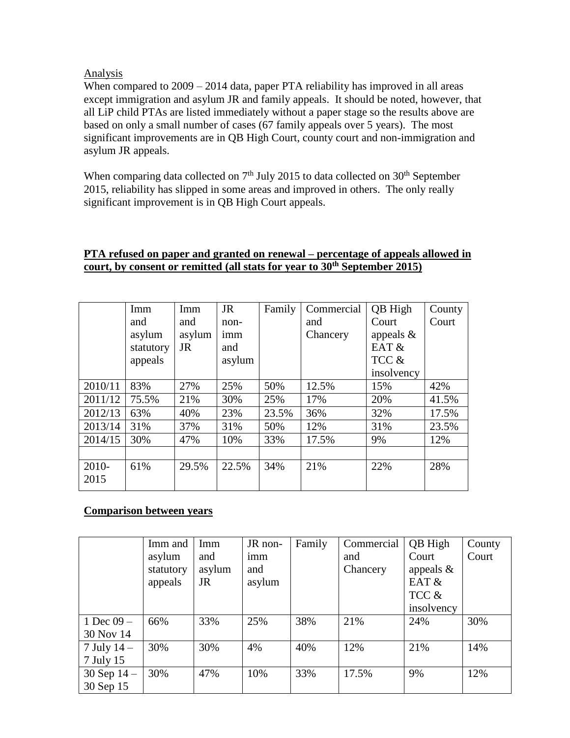Analysis

When compared to 2009 – 2014 data, paper PTA reliability has improved in all areas except immigration and asylum JR and family appeals. It should be noted, however, that all LiP child PTAs are listed immediately without a paper stage so the results above are based on only a small number of cases (67 family appeals over 5 years). The most significant improvements are in QB High Court, county court and non-immigration and asylum JR appeals.

When comparing data collected on 7th July 2015 to data collected on 30th September 2015, reliability has slipped in some areas and improved in others. The only really significant improvement is in QB High Court appeals.

**PTA refused on paper and granted on renewal – percentage of appeals allowed in court, by consent or remitted (all stats for year to 30th September 2015)**

| | Imm and asylum statutory appeals | Imm and asylum JR | JR non-imm and asylum | Family | Commercial and Chancery | QB High Court appeals & EAT & TCC & insolvency | County Court |
|---|---|---|---|---|---|---|---|
| 2010/11 | 83% | 27% | 25% | 50% | 12.5% | 15% | 42% |
| 2011/12 | 75.5% | 21% | 30% | 25% | 17% | 20% | 41.5% |
| 2012/13 | 63% | 40% | 23% | 23.5% | 36% | 32% | 17.5% |
| 2013/14 | 31% | 37% | 31% | 50% | 12% | 31% | 23.5% |
| 2014/15 | 30% | 47% | 10% | 33% | 17.5% | 9% | 12% |
| | | | | | | | |
| 2010-2015 | 61% | 29.5% | 22.5% | 34% | 21% | 22% | 28% |

**Comparison between years**

| | Imm and asylum statutory appeals | Imm and asylum JR | JR non-imm and asylum | Family | Commercial and Chancery | QB High Court appeals & EAT & TCC & insolvency | County Court |
|---|---|---|---|---|---|---|---|
| 1 Dec 09 – 30 Nov 14 | 66% | 33% | 25% | 38% | 21% | 24% | 30% |
| 7 July 14 – 7 July 15 | 30% | 30% | 4% | 40% | 12% | 21% | 14% |
| 30 Sep 14 – 30 Sep 15 | 30% | 47% | 10% | 33% | 17.5% | 9% | 12% |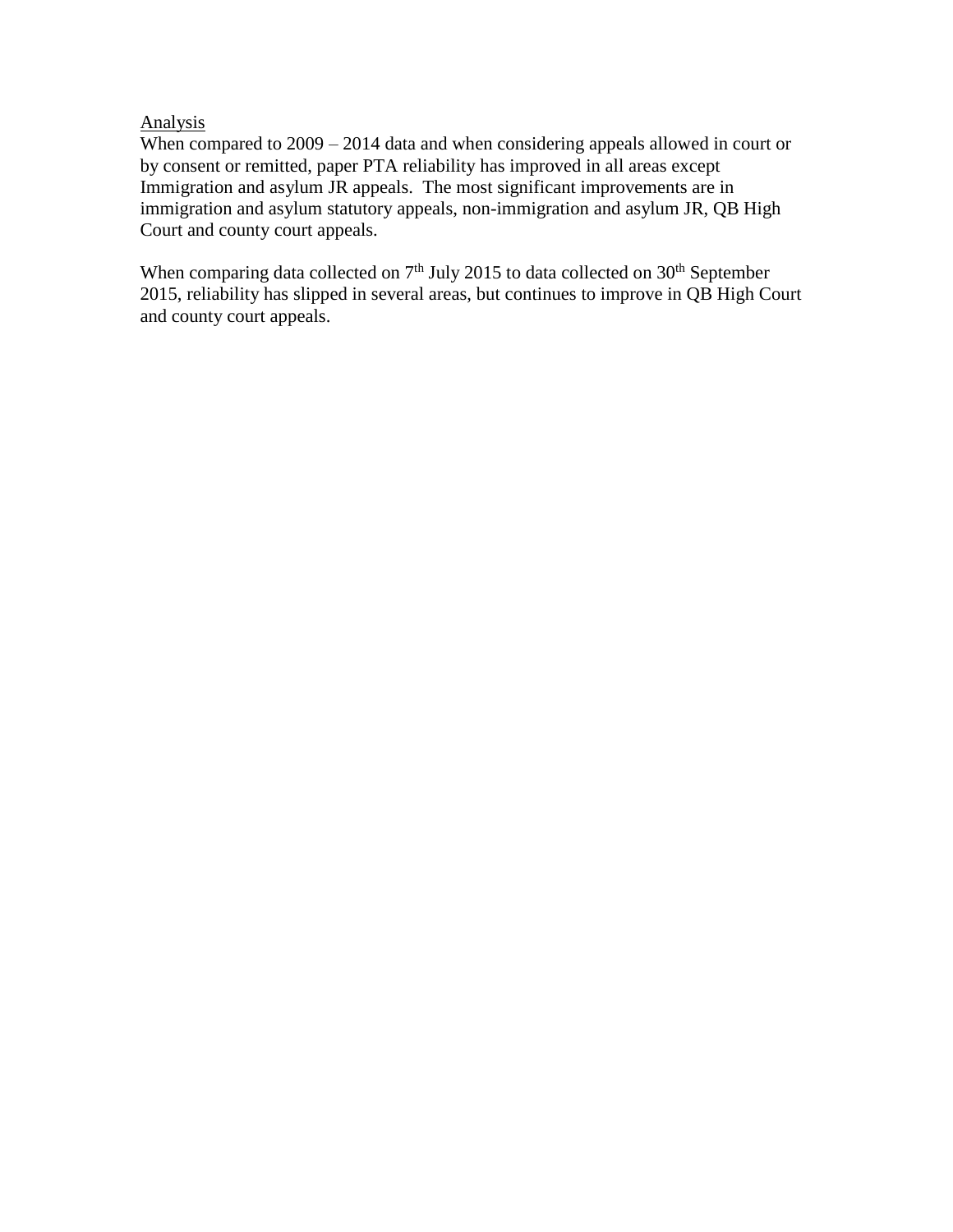Analysis

When compared to 2009 – 2014 data and when considering appeals allowed in court or by consent or remitted, paper PTA reliability has improved in all areas except Immigration and asylum JR appeals. The most significant improvements are in immigration and asylum statutory appeals, non-immigration and asylum JR, QB High Court and county court appeals.

When comparing data collected on 7th July 2015 to data collected on 30th September 2015, reliability has slipped in several areas, but continues to improve in QB High Court and county court appeals.